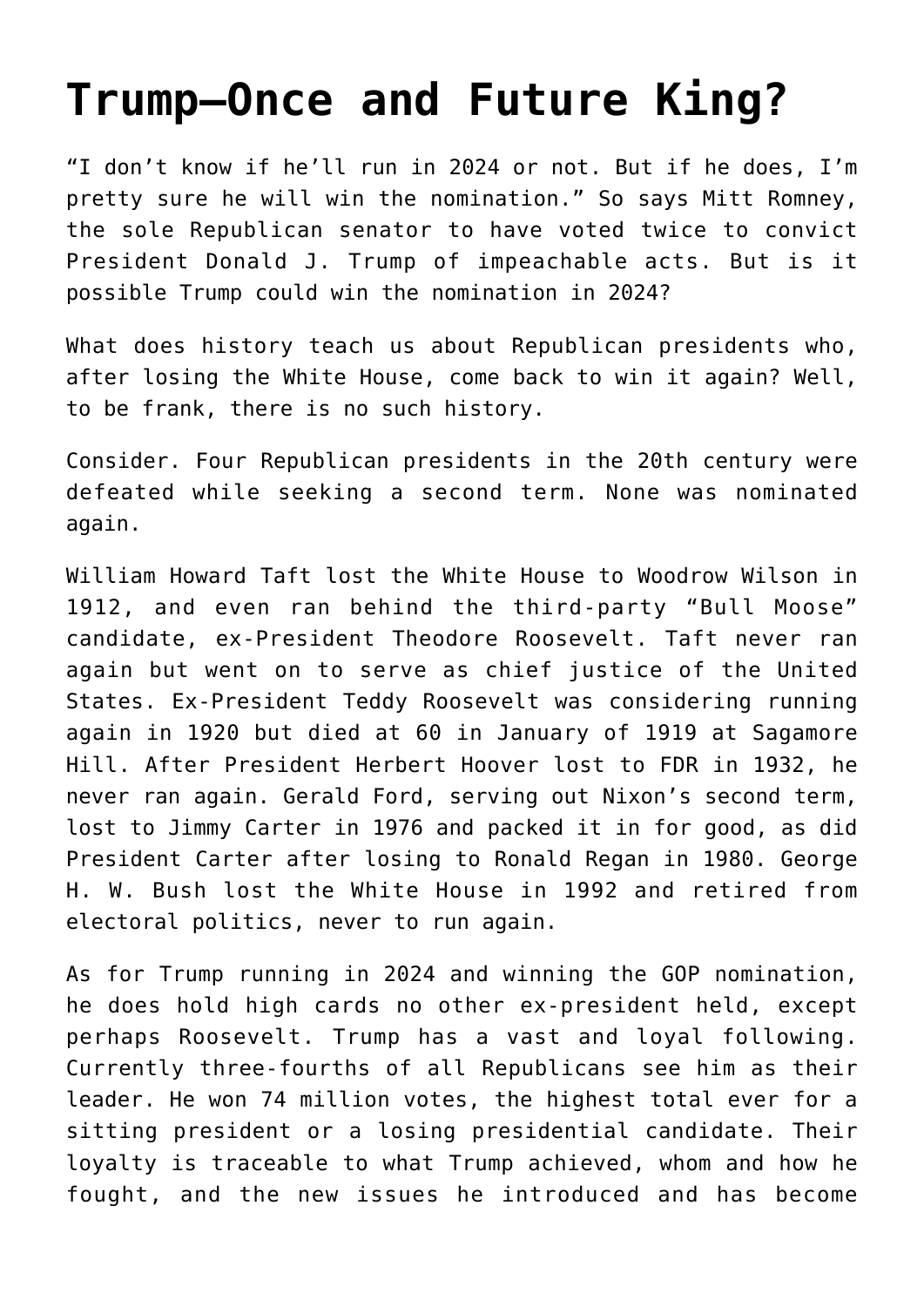# Trump—Once and Future King?

"I don't know if he'll run in 2024 or not. But if he does, I'm pretty sure he will win the nomination." So says Mitt Romney, the sole Republican senator to have voted twice to convict President Donald J. Trump of impeachable acts. But is it possible Trump could win the nomination in 2024?

What does history teach us about Republican presidents who, after losing the White House, come back to win it again? Well, to be frank, there is no such history.

Consider. Four Republican presidents in the 20th century were defeated while seeking a second term. None was nominated again.

William Howard Taft lost the White House to Woodrow Wilson in 1912, and even ran behind the third-party "Bull Moose" candidate, ex-President Theodore Roosevelt. Taft never ran again but went on to serve as chief justice of the United States. Ex-President Teddy Roosevelt was considering running again in 1920 but died at 60 in January of 1919 at Sagamore Hill. After President Herbert Hoover lost to FDR in 1932, he never ran again. Gerald Ford, serving out Nixon's second term, lost to Jimmy Carter in 1976 and packed it in for good, as did President Carter after losing to Ronald Regan in 1980. George H. W. Bush lost the White House in 1992 and retired from electoral politics, never to run again.

As for Trump running in 2024 and winning the GOP nomination, he does hold high cards no other ex-president held, except perhaps Roosevelt. Trump has a vast and loyal following. Currently three-fourths of all Republicans see him as their leader. He won 74 million votes, the highest total ever for a sitting president or a losing presidential candidate. Their loyalty is traceable to what Trump achieved, whom and how he fought, and the new issues he introduced and has become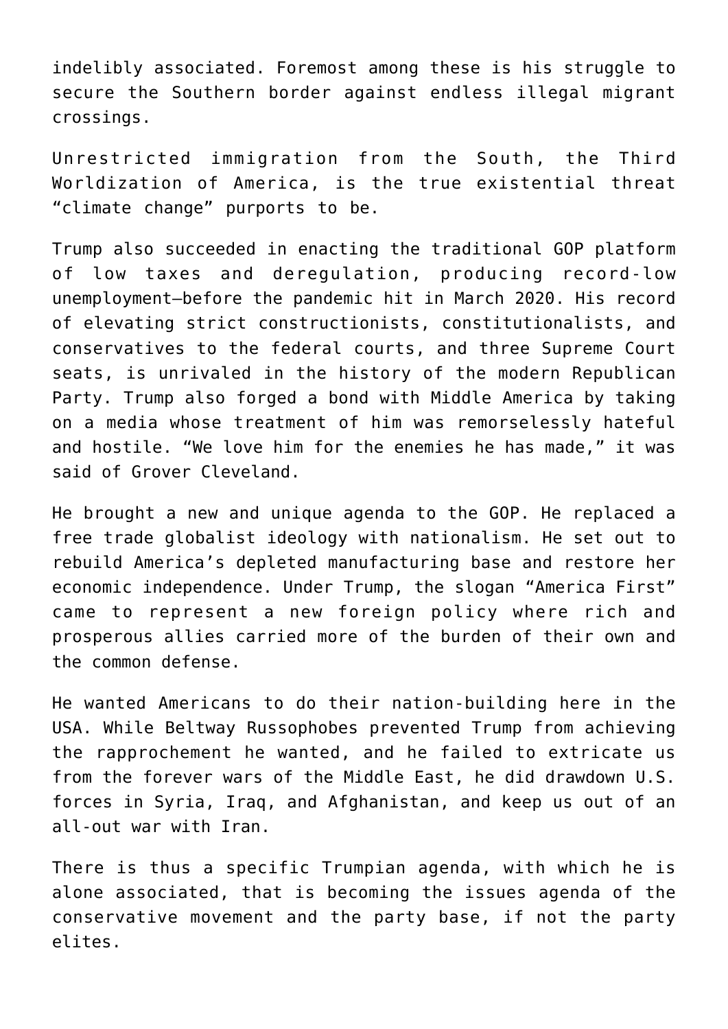indelibly associated. Foremost among these is his struggle to secure the Southern border against endless illegal migrant crossings.

Unrestricted immigration from the South, the Third Worldization of America, is the true existential threat "climate change" purports to be.

Trump also succeeded in enacting the traditional GOP platform of low taxes and deregulation, producing record-low unemployment—before the pandemic hit in March 2020. His record of elevating strict constructionists, constitutionalists, and conservatives to the federal courts, and three Supreme Court seats, is unrivaled in the history of the modern Republican Party. Trump also forged a bond with Middle America by taking on a media whose treatment of him was remorselessly hateful and hostile. "We love him for the enemies he has made," it was said of Grover Cleveland.

He brought a new and unique agenda to the GOP. He replaced a free trade globalist ideology with nationalism. He set out to rebuild America's depleted manufacturing base and restore her economic independence. Under Trump, the slogan "America First" came to represent a new foreign policy where rich and prosperous allies carried more of the burden of their own and the common defense.

He wanted Americans to do their nation-building here in the USA. While Beltway Russophobes prevented Trump from achieving the rapprochement he wanted, and he failed to extricate us from the forever wars of the Middle East, he did drawdown U.S. forces in Syria, Iraq, and Afghanistan, and keep us out of an all-out war with Iran.

There is thus a specific Trumpian agenda, with which he is alone associated, that is becoming the issues agenda of the conservative movement and the party base, if not the party elites.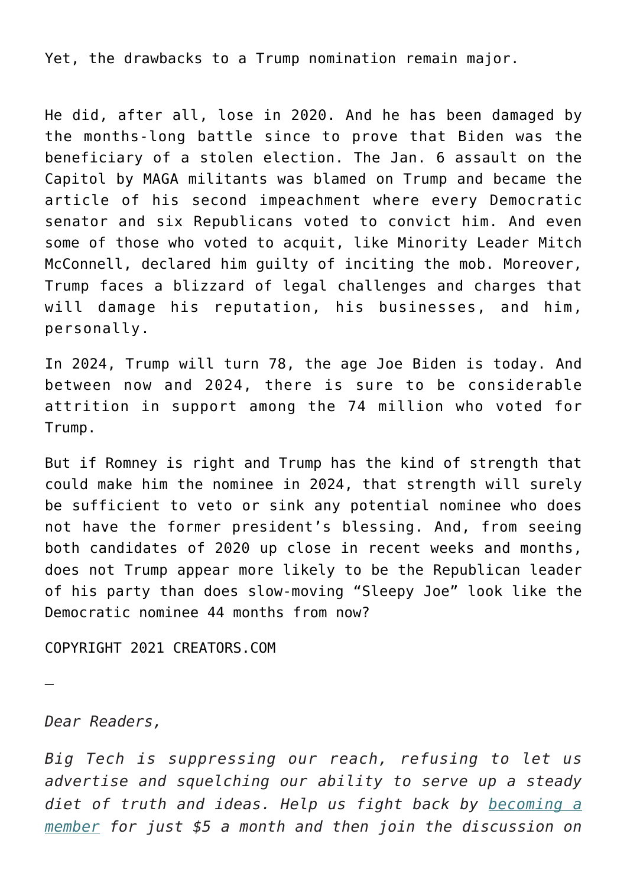Yet, the drawbacks to a Trump nomination remain major.

He did, after all, lose in 2020. And he has been damaged by the months-long battle since to prove that Biden was the beneficiary of a stolen election. The Jan. 6 assault on the Capitol by MAGA militants was blamed on Trump and became the article of his second impeachment where every Democratic senator and six Republicans voted to convict him. And even some of those who voted to acquit, like Minority Leader Mitch McConnell, declared him guilty of inciting the mob. Moreover, Trump faces a blizzard of legal challenges and charges that will damage his reputation, his businesses, and him, personally.

In 2024, Trump will turn 78, the age Joe Biden is today. And between now and 2024, there is sure to be considerable attrition in support among the 74 million who voted for Trump.

But if Romney is right and Trump has the kind of strength that could make him the nominee in 2024, that strength will surely be sufficient to veto or sink any potential nominee who does not have the former president's blessing. And, from seeing both candidates of 2020 up close in recent weeks and months, does not Trump appear more likely to be the Republican leader of his party than does slow-moving "Sleepy Joe" look like the Democratic nominee 44 months from now?

COPYRIGHT 2021 CREATORS.COM

—

*Dear Readers,*

*Big Tech is suppressing our reach, refusing to let us advertise and squelching our ability to serve up a steady diet of truth and ideas. Help us fight back by becoming a member for just $5 a month and then join the discussion on*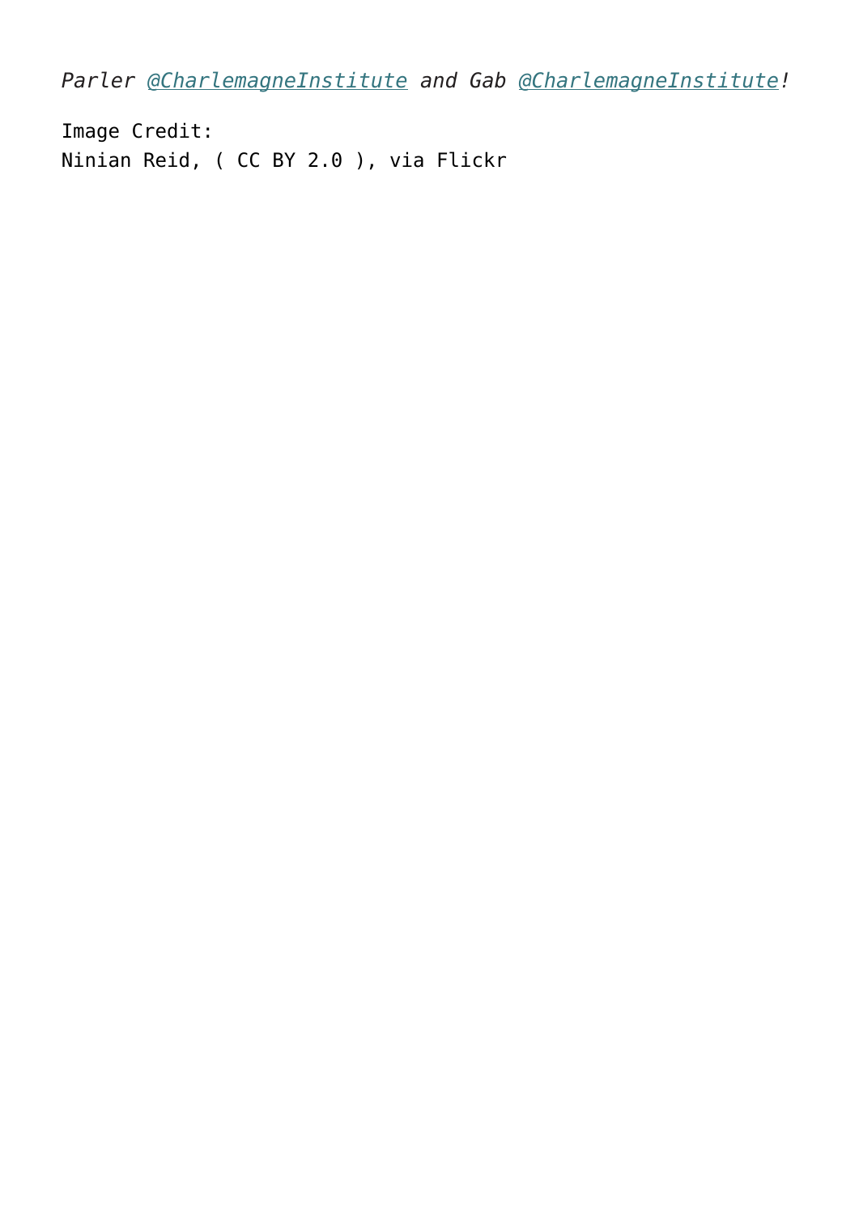*Parler [@CharlemagneInstitute](#) and Gab [@CharlemagneInstitute](#)!*

Image Credit:
Ninian Reid, ( CC BY 2.0 ), via Flickr